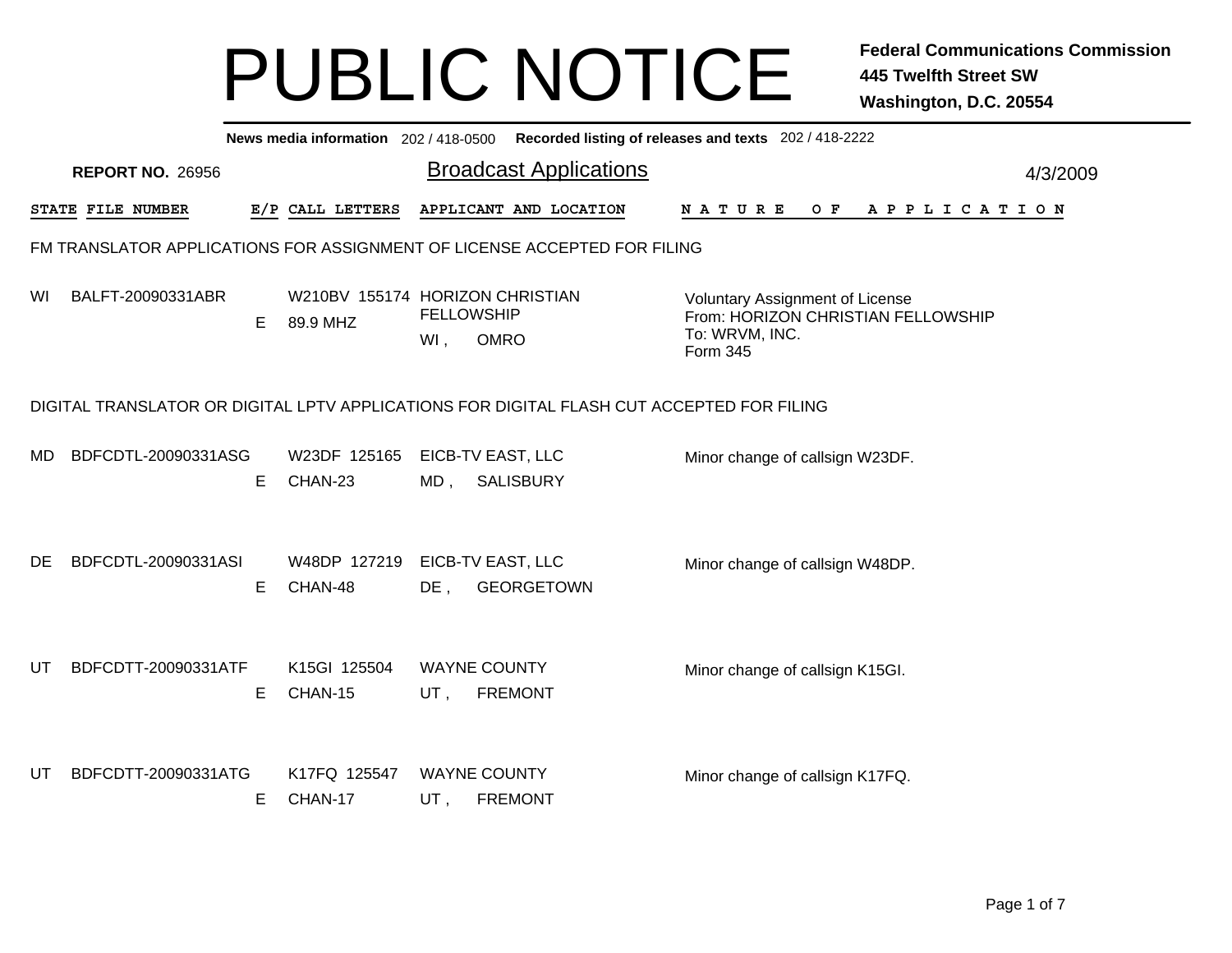# PUBLIC NOTICE

**Federal Communications Commission**
**445 Twelfth Street SW**
**Washington, D.C. 20554**

**News media information** 202 / 418-0500 **Recorded listing of releases and texts** 202 / 418-2222

**REPORT NO.** 26956

## Broadcast Applications

4/3/2009

| STATE | FILE NUMBER | E/P | CALL LETTERS | APPLICANT AND LOCATION | NATURE OF APPLICATION |
|---|---|---|---|---|---|

### FM TRANSLATOR APPLICATIONS FOR ASSIGNMENT OF LICENSE ACCEPTED FOR FILING

| STATE | FILE NUMBER | E/P | CALL LETTERS | APPLICANT AND LOCATION | NATURE OF APPLICATION |
|---|---|---|---|---|---|
| WI | BALFT-20090331ABR | E | W210BV 155174 89.9 MHZ | HORIZON CHRISTIAN FELLOWSHIP WI , OMRO | Voluntary Assignment of License From: HORIZON CHRISTIAN FELLOWSHIP To: WRVM, INC. Form 345 |

### DIGITAL TRANSLATOR OR DIGITAL LPTV APPLICATIONS FOR DIGITAL FLASH CUT ACCEPTED FOR FILING

| STATE | FILE NUMBER | E/P | CALL LETTERS | APPLICANT AND LOCATION | NATURE OF APPLICATION |
|---|---|---|---|---|---|
| MD | BDFCDTL-20090331ASG | E | W23DF 125165 CHAN-23 | EICB-TV EAST, LLC MD , SALISBURY | Minor change of callsign W23DF. |
| DE | BDFCDTL-20090331ASI | E | W48DP 127219 CHAN-48 | EICB-TV EAST, LLC DE , GEORGETOWN | Minor change of callsign W48DP. |
| UT | BDFCDTT-20090331ATF | E | K15GI 125504 CHAN-15 | WAYNE COUNTY UT , FREMONT | Minor change of callsign K15GI. |
| UT | BDFCDTT-20090331ATG | E | K17FQ 125547 CHAN-17 | WAYNE COUNTY UT , FREMONT | Minor change of callsign K17FQ. |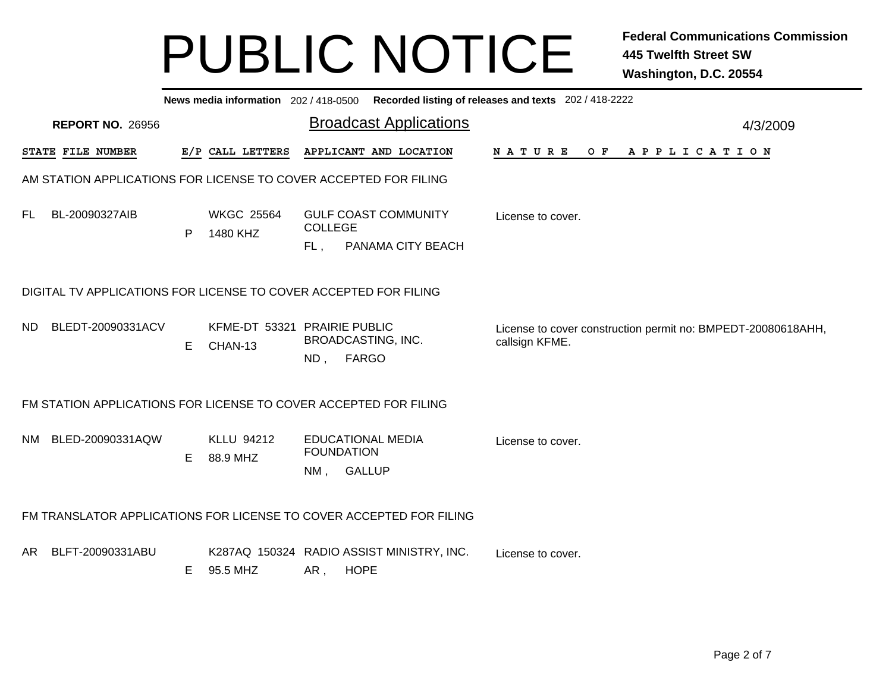# PUBLIC NOTICE

**Federal Communications Commission**
**445 Twelfth Street SW**
**Washington, D.C. 20554**

**News media information** 202 / 418-0500 **Recorded listing of releases and texts** 202 / 418-2222

**REPORT NO.** 26956

## Broadcast Applications

4/3/2009

| STATE | FILE NUMBER | E/P | CALL LETTERS | APPLICANT AND LOCATION | NATURE OF APPLICATION |
|---|---|---|---|---|---|

### AM STATION APPLICATIONS FOR LICENSE TO COVER ACCEPTED FOR FILING

| STATE | FILE NUMBER | E/P | CALL LETTERS | APPLICANT AND LOCATION | NATURE OF APPLICATION |
|---|---|---|---|---|---|
| FL | BL-20090327AIB | P | WKGC 25564<br>1480 KHZ | GULF COAST COMMUNITY COLLEGE<br>FL , PANAMA CITY BEACH | License to cover. |

### DIGITAL TV APPLICATIONS FOR LICENSE TO COVER ACCEPTED FOR FILING

| STATE | FILE NUMBER | E/P | CALL LETTERS | APPLICANT AND LOCATION | NATURE OF APPLICATION |
|---|---|---|---|---|---|
| ND | BLEDT-20090331ACV | E | KFME-DT 53321<br>CHAN-13 | PRAIRIE PUBLIC BROADCASTING, INC.<br>ND , FARGO | License to cover construction permit no: BMPEDT-20080618AHH, callsign KFME. |

### FM STATION APPLICATIONS FOR LICENSE TO COVER ACCEPTED FOR FILING

| STATE | FILE NUMBER | E/P | CALL LETTERS | APPLICANT AND LOCATION | NATURE OF APPLICATION |
|---|---|---|---|---|---|
| NM | BLED-20090331AQW | E | KLLU 94212<br>88.9 MHZ | EDUCATIONAL MEDIA FOUNDATION<br>NM , GALLUP | License to cover. |

### FM TRANSLATOR APPLICATIONS FOR LICENSE TO COVER ACCEPTED FOR FILING

| STATE | FILE NUMBER | E/P | CALL LETTERS | APPLICANT AND LOCATION | NATURE OF APPLICATION |
|---|---|---|---|---|---|
| AR | BLFT-20090331ABU | E | K287AQ 150324<br>95.5 MHZ | RADIO ASSIST MINISTRY, INC.<br>AR , HOPE | License to cover. |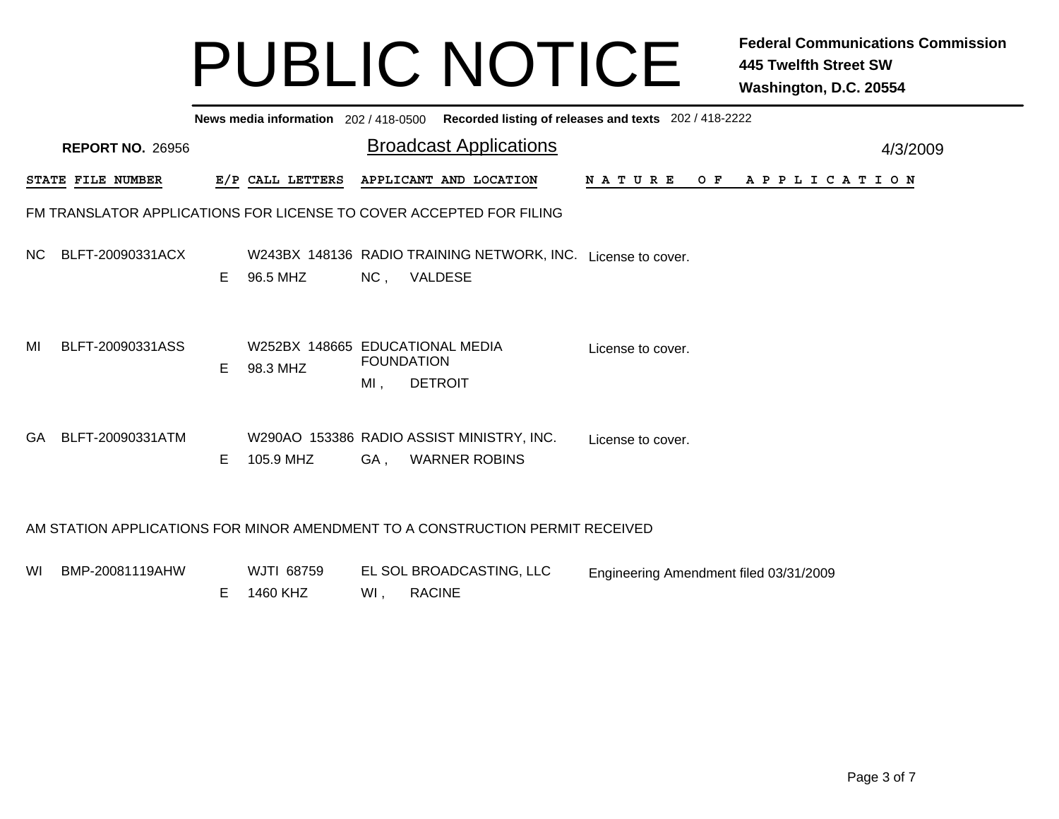# PUBLIC NOTICE

**Federal Communications Commission**
**445 Twelfth Street SW**
**Washington, D.C. 20554**

**News media information** 202 / 418-0500 **Recorded listing of releases and texts** 202 / 418-2222

**REPORT NO.** 26956

## Broadcast Applications

4/3/2009

### FM TRANSLATOR APPLICATIONS FOR LICENSE TO COVER ACCEPTED FOR FILING

| STATE | FILE NUMBER | E/P | CALL LETTERS | APPLICANT AND LOCATION | NATURE OF APPLICATION |
|---|---|---|---|---|---|
| NC | BLFT-20090331ACX | E | W243BX 148136 96.5 MHZ | RADIO TRAINING NETWORK, INC. NC , VALDESE | License to cover. |
| MI | BLFT-20090331ASS | E | W252BX 148665 98.3 MHZ | EDUCATIONAL MEDIA FOUNDATION MI , DETROIT | License to cover. |
| GA | BLFT-20090331ATM | E | W290AO 153386 105.9 MHZ | RADIO ASSIST MINISTRY, INC. GA , WARNER ROBINS | License to cover. |

### AM STATION APPLICATIONS FOR MINOR AMENDMENT TO A CONSTRUCTION PERMIT RECEIVED

| STATE | FILE NUMBER | E/P | CALL LETTERS | APPLICANT AND LOCATION | NATURE OF APPLICATION |
|---|---|---|---|---|---|
| WI | BMP-20081119AHW | E | WJTI 68759 1460 KHZ | EL SOL BROADCASTING, LLC WI , RACINE | Engineering Amendment filed 03/31/2009 |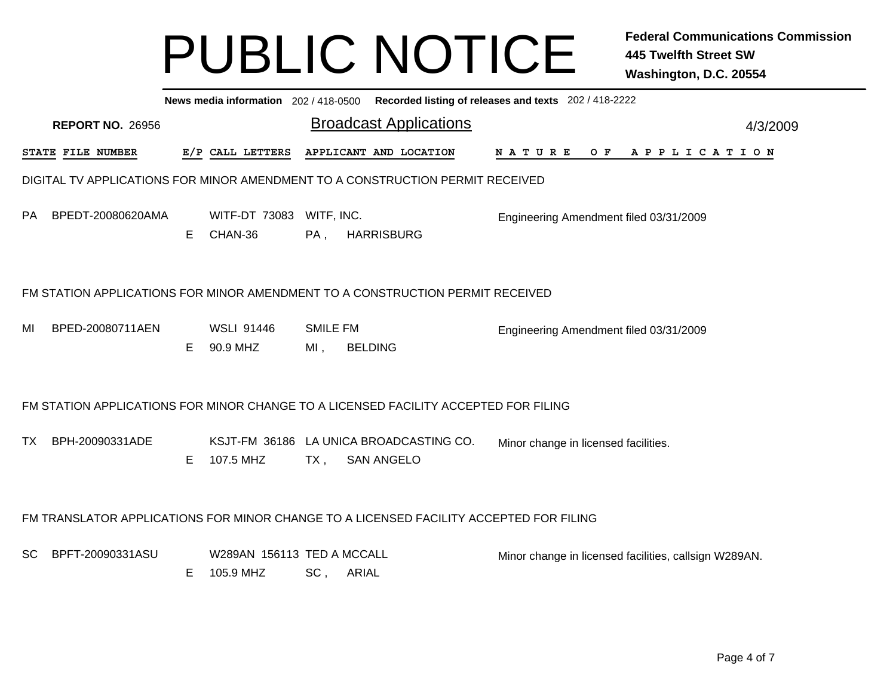# PUBLIC NOTICE

**Federal Communications Commission**
**445 Twelfth Street SW**
**Washington, D.C. 20554**

**News media information** 202 / 418-0500 **Recorded listing of releases and texts** 202 / 418-2222

**REPORT NO.** 26956

## Broadcast Applications

4/3/2009

| STATE | FILE NUMBER | E/P | CALL LETTERS | APPLICANT AND LOCATION | NATURE OF APPLICATION |
|---|---|---|---|---|---|

### DIGITAL TV APPLICATIONS FOR MINOR AMENDMENT TO A CONSTRUCTION PERMIT RECEIVED

| STATE | FILE NUMBER | E/P | CALL LETTERS | APPLICANT AND LOCATION | NATURE OF APPLICATION |
|---|---|---|---|---|---|
| PA | BPEDT-20080620AMA | E | WITF-DT 73083 CHAN-36 | WITF, INC. PA , HARRISBURG | Engineering Amendment filed 03/31/2009 |

### FM STATION APPLICATIONS FOR MINOR AMENDMENT TO A CONSTRUCTION PERMIT RECEIVED

| STATE | FILE NUMBER | E/P | CALL LETTERS | APPLICANT AND LOCATION | NATURE OF APPLICATION |
|---|---|---|---|---|---|
| MI | BPED-20080711AEN | E | WSLI 91446 90.9 MHZ | SMILE FM MI , BELDING | Engineering Amendment filed 03/31/2009 |

### FM STATION APPLICATIONS FOR MINOR CHANGE TO A LICENSED FACILITY ACCEPTED FOR FILING

| STATE | FILE NUMBER | E/P | CALL LETTERS | APPLICANT AND LOCATION | NATURE OF APPLICATION |
|---|---|---|---|---|---|
| TX | BPH-20090331ADE | E | KSJT-FM 36186 107.5 MHZ | LA UNICA BROADCASTING CO. TX , SAN ANGELO | Minor change in licensed facilities. |

### FM TRANSLATOR APPLICATIONS FOR MINOR CHANGE TO A LICENSED FACILITY ACCEPTED FOR FILING

| STATE | FILE NUMBER | E/P | CALL LETTERS | APPLICANT AND LOCATION | NATURE OF APPLICATION |
|---|---|---|---|---|---|
| SC | BPFT-20090331ASU | E | W289AN 156113 105.9 MHZ | TED A MCCALL SC , ARIAL | Minor change in licensed facilities, callsign W289AN. |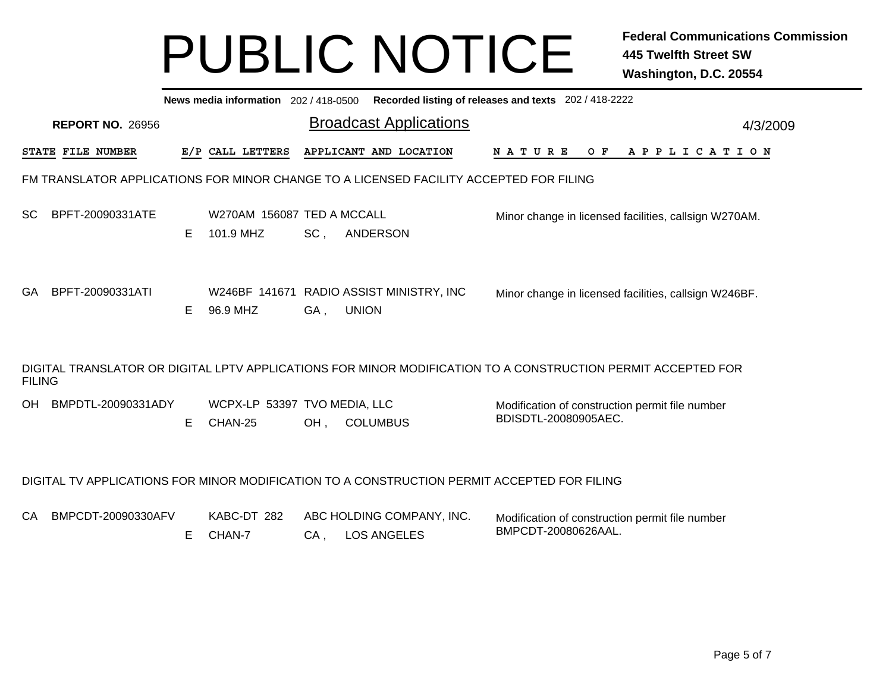# PUBLIC NOTICE

**Federal Communications Commission**
**445 Twelfth Street SW**
**Washington, D.C. 20554**

**News media information** 202 / 418-0500 **Recorded listing of releases and texts** 202 / 418-2222

**REPORT NO.** 26956

## Broadcast Applications

4/3/2009

| STATE | FILE NUMBER | E/P | CALL LETTERS | APPLICANT AND LOCATION | NATURE OF APPLICATION |
|---|---|---|---|---|---|

### FM TRANSLATOR APPLICATIONS FOR MINOR CHANGE TO A LICENSED FACILITY ACCEPTED FOR FILING

| STATE | FILE NUMBER | E/P | CALL LETTERS | APPLICANT AND LOCATION | NATURE OF APPLICATION |
|---|---|---|---|---|---|
| SC | BPFT-20090331ATE | E | W270AM 156087<br>101.9 MHZ | TED A MCCALL<br>SC , ANDERSON | Minor change in licensed facilities, callsign W270AM. |
| GA | BPFT-20090331ATI | E | W246BF 141671<br>96.9 MHZ | RADIO ASSIST MINISTRY, INC<br>GA , UNION | Minor change in licensed facilities, callsign W246BF. |

### DIGITAL TRANSLATOR OR DIGITAL LPTV APPLICATIONS FOR MINOR MODIFICATION TO A CONSTRUCTION PERMIT ACCEPTED FOR FILING

| STATE | FILE NUMBER | E/P | CALL LETTERS | APPLICANT AND LOCATION | NATURE OF APPLICATION |
|---|---|---|---|---|---|
| OH | BMPDTL-20090331ADY | E | WCPX-LP 53397<br>CHAN-25 | TVO MEDIA, LLC<br>OH , COLUMBUS | Modification of construction permit file number BDISDTL-20080905AEC. |

### DIGITAL TV APPLICATIONS FOR MINOR MODIFICATION TO A CONSTRUCTION PERMIT ACCEPTED FOR FILING

| STATE | FILE NUMBER | E/P | CALL LETTERS | APPLICANT AND LOCATION | NATURE OF APPLICATION |
|---|---|---|---|---|---|
| CA | BMPCDT-20090330AFV | E | KABC-DT 282<br>CHAN-7 | ABC HOLDING COMPANY, INC.<br>CA , LOS ANGELES | Modification of construction permit file number BMPCDT-20080626AAL. |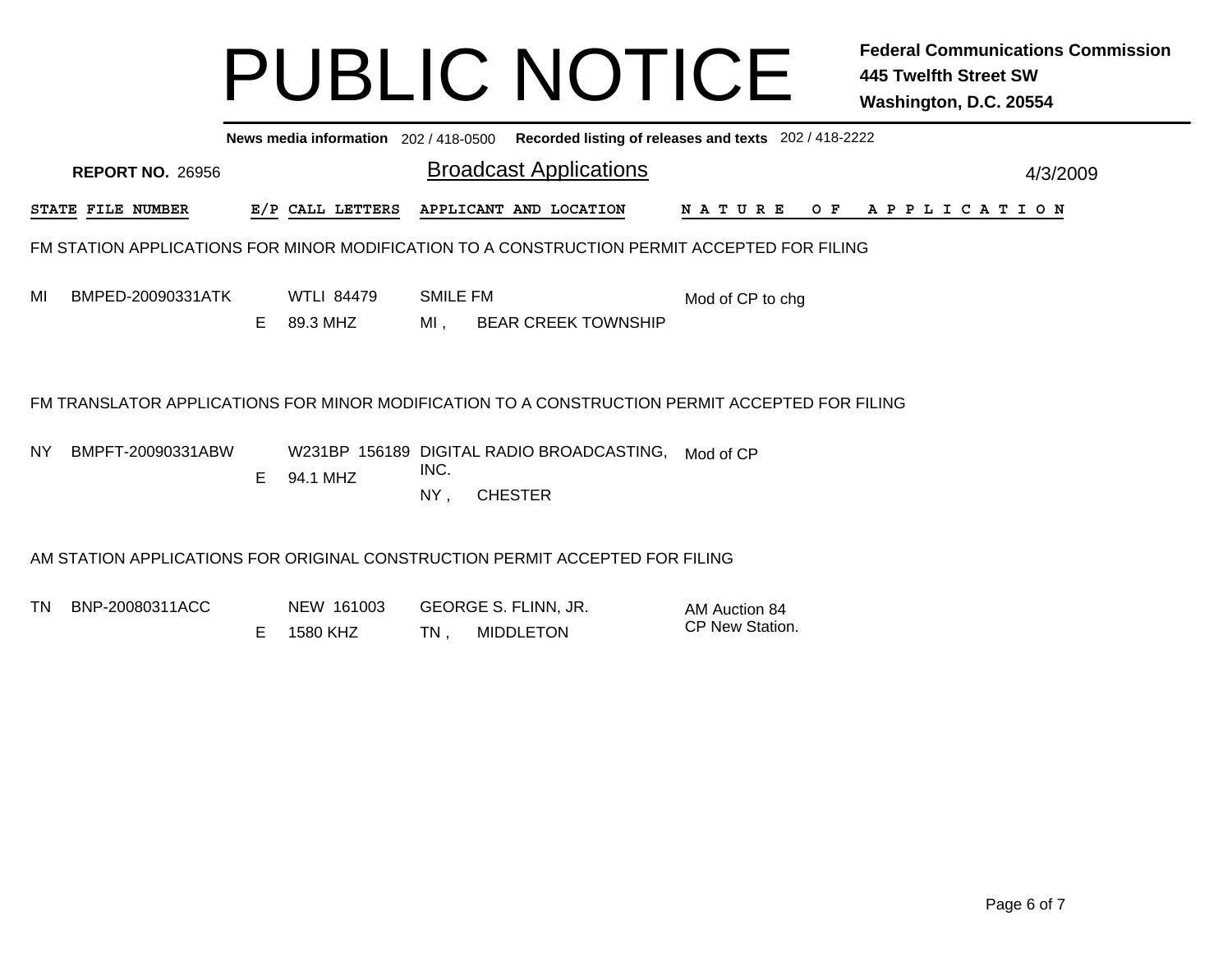# PUBLIC NOTICE

**Federal Communications Commission**
**445 Twelfth Street SW**
**Washington, D.C. 20554**

**News media information** 202 / 418-0500 **Recorded listing of releases and texts** 202 / 418-2222

**REPORT NO.** 26956

## Broadcast Applications

4/3/2009

### FM STATION APPLICATIONS FOR MINOR MODIFICATION TO A CONSTRUCTION PERMIT ACCEPTED FOR FILING

| STATE | FILE NUMBER | E/P | CALL LETTERS | APPLICANT AND LOCATION | NATURE OF APPLICATION |
|---|---|---|---|---|---|
| MI | BMPED-20090331ATK | E | WTLI 84479<br>89.3 MHZ | SMILE FM<br>MI , BEAR CREEK TOWNSHIP | Mod of CP to chg |

### FM TRANSLATOR APPLICATIONS FOR MINOR MODIFICATION TO A CONSTRUCTION PERMIT ACCEPTED FOR FILING

| STATE | FILE NUMBER | E/P | CALL LETTERS | APPLICANT AND LOCATION | NATURE OF APPLICATION |
|---|---|---|---|---|---|
| NY | BMPFT-20090331ABW | E | W231BP 156189<br>94.1 MHZ | DIGITAL RADIO BROADCASTING, INC.<br>NY , CHESTER | Mod of CP |

### AM STATION APPLICATIONS FOR ORIGINAL CONSTRUCTION PERMIT ACCEPTED FOR FILING

| STATE | FILE NUMBER | E/P | CALL LETTERS | APPLICANT AND LOCATION | NATURE OF APPLICATION |
|---|---|---|---|---|---|
| TN | BNP-20080311ACC | E | NEW 161003<br>1580 KHZ | GEORGE S. FLINN, JR.<br>TN , MIDDLETON | AM Auction 84<br>CP New Station. |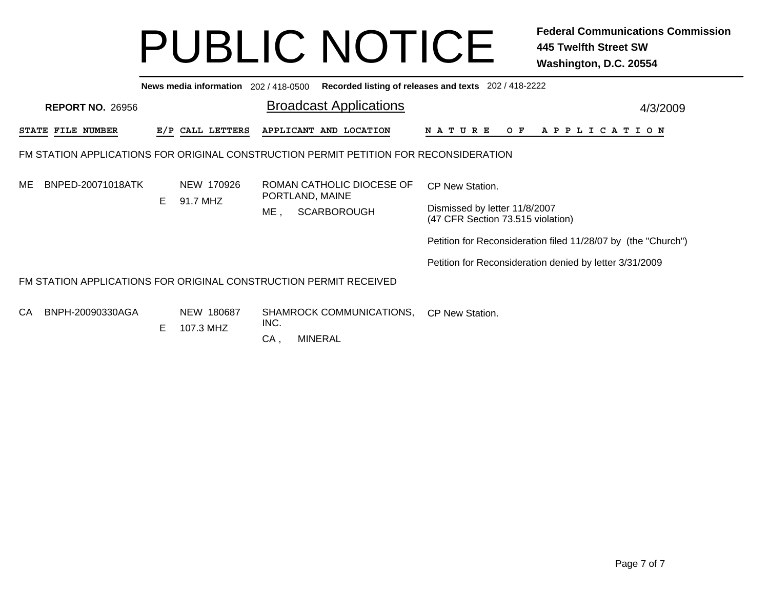# PUBLIC NOTICE

**Federal Communications Commission**
**445 Twelfth Street SW**
**Washington, D.C. 20554**

**News media information** 202 / 418-0500 **Recorded listing of releases and texts** 202 / 418-2222

**REPORT NO.** 26956

## Broadcast Applications

4/3/2009

| STATE | FILE NUMBER | E/P | CALL LETTERS | APPLICANT AND LOCATION | NATURE OF APPLICATION |
|---|---|---|---|---|---|

### FM STATION APPLICATIONS FOR ORIGINAL CONSTRUCTION PERMIT PETITION FOR RECONSIDERATION

| STATE | FILE NUMBER | E/P | CALL LETTERS | APPLICANT AND LOCATION | NATURE OF APPLICATION |
|---|---|---|---|---|---|
| ME | BNPED-20071018ATK | E | NEW 170926<br>91.7 MHZ | ROMAN CATHOLIC DIOCESE OF PORTLAND, MAINE<br>ME , SCARBOROUGH | CP New Station.<br><br>Dismissed by letter 11/8/2007<br>(47 CFR Section 73.515 violation)<br><br>Petition for Reconsideration filed 11/28/07 by (the "Church")<br><br>Petition for Reconsideration denied by letter 3/31/2009 |

### FM STATION APPLICATIONS FOR ORIGINAL CONSTRUCTION PERMIT RECEIVED

| STATE | FILE NUMBER | E/P | CALL LETTERS | APPLICANT AND LOCATION | NATURE OF APPLICATION |
|---|---|---|---|---|---|
| CA | BNPH-20090330AGA | E | NEW 180687<br>107.3 MHZ | SHAMROCK COMMUNICATIONS, INC.<br>CA , MINERAL | CP New Station. |